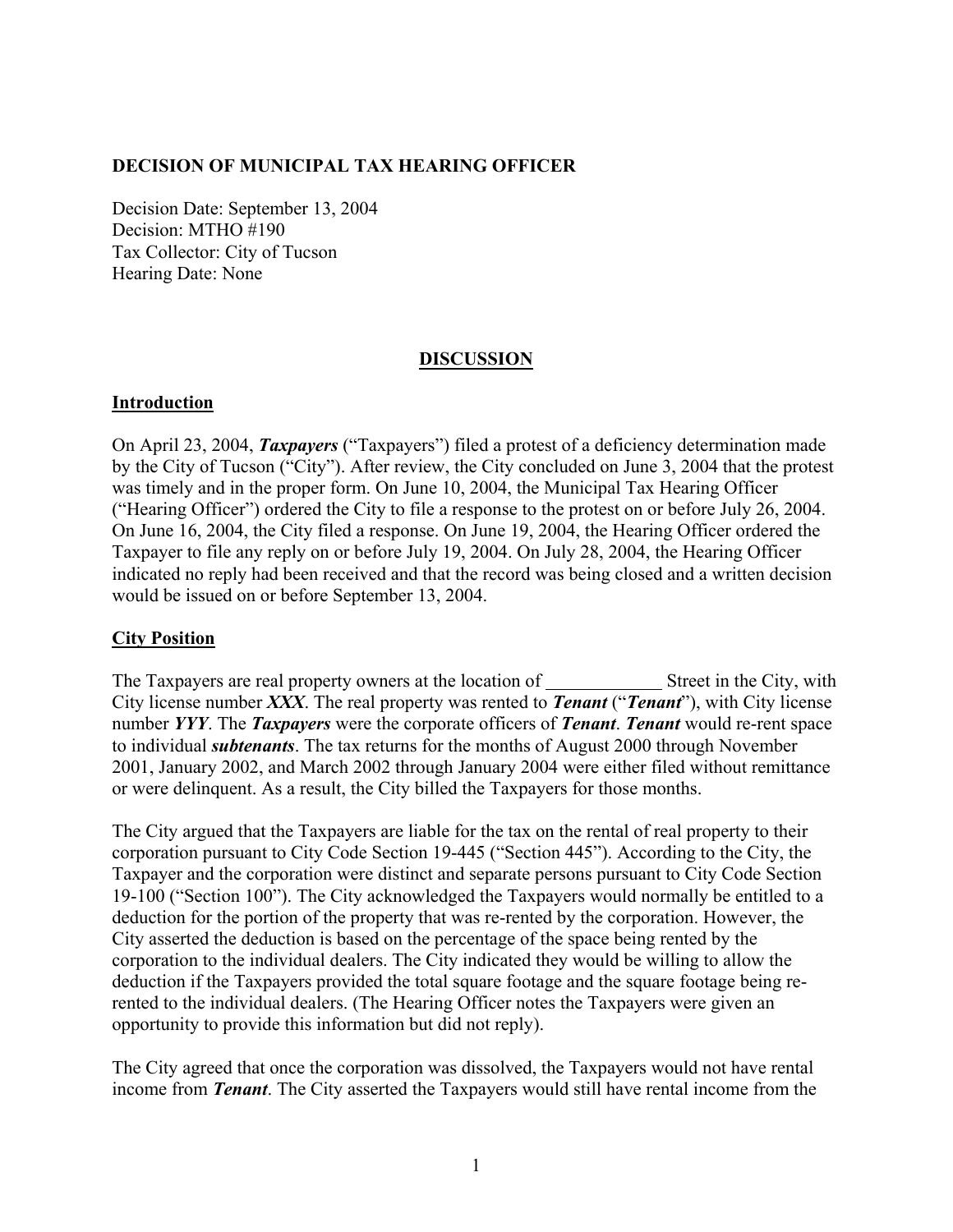**DECISION OF MUNICIPAL TAX HEARING OFFICER**

Decision Date: September 13, 2004
Decision: MTHO #190
Tax Collector: City of Tucson
Hearing Date: None

## DISCUSSION

### Introduction

On April 23, 2004, ***Taxpayers*** ("Taxpayers") filed a protest of a deficiency determination made by the City of Tucson ("City"). After review, the City concluded on June 3, 2004 that the protest was timely and in the proper form. On June 10, 2004, the Municipal Tax Hearing Officer ("Hearing Officer") ordered the City to file a response to the protest on or before July 26, 2004. On June 16, 2004, the City filed a response. On June 19, 2004, the Hearing Officer ordered the Taxpayer to file any reply on or before July 19, 2004. On July 28, 2004, the Hearing Officer indicated no reply had been received and that the record was being closed and a written decision would be issued on or before September 13, 2004.

### City Position

The Taxpayers are real property owners at the location of _____________ Street in the City, with City license number ***XXX***. The real property was rented to ***Tenant*** ("***Tenant***"), with City license number ***YYY***. The ***Taxpayers*** were the corporate officers of ***Tenant***. ***Tenant*** would re-rent space to individual ***subtenants***. The tax returns for the months of August 2000 through November 2001, January 2002, and March 2002 through January 2004 were either filed without remittance or were delinquent. As a result, the City billed the Taxpayers for those months.

The City argued that the Taxpayers are liable for the tax on the rental of real property to their corporation pursuant to City Code Section 19-445 ("Section 445"). According to the City, the Taxpayer and the corporation were distinct and separate persons pursuant to City Code Section 19-100 ("Section 100"). The City acknowledged the Taxpayers would normally be entitled to a deduction for the portion of the property that was re-rented by the corporation. However, the City asserted the deduction is based on the percentage of the space being rented by the corporation to the individual dealers. The City indicated they would be willing to allow the deduction if the Taxpayers provided the total square footage and the square footage being re-rented to the individual dealers. (The Hearing Officer notes the Taxpayers were given an opportunity to provide this information but did not reply).

The City agreed that once the corporation was dissolved, the Taxpayers would not have rental income from ***Tenant***. The City asserted the Taxpayers would still have rental income from the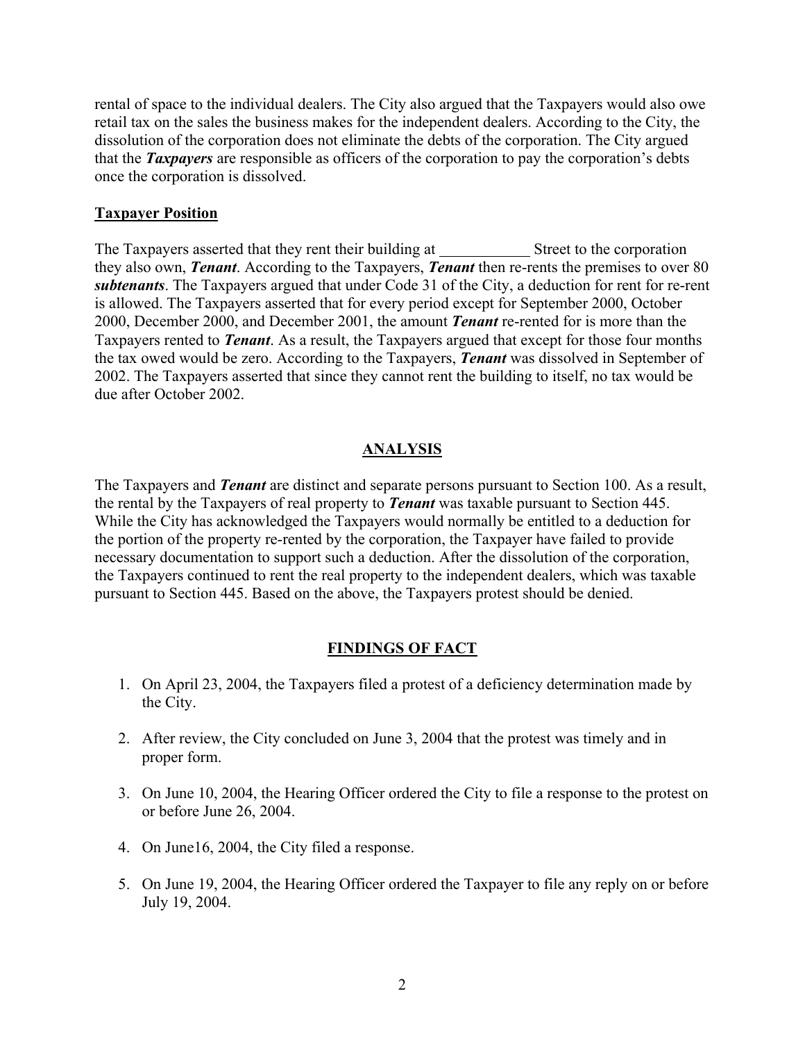rental of space to the individual dealers. The City also argued that the Taxpayers would also owe retail tax on the sales the business makes for the independent dealers. According to the City, the dissolution of the corporation does not eliminate the debts of the corporation. The City argued that the ***Taxpayers*** are responsible as officers of the corporation to pay the corporation's debts once the corporation is dissolved.

**Taxpayer Position**

The Taxpayers asserted that they rent their building at ___________ Street to the corporation they also own, ***Tenant***. According to the Taxpayers, ***Tenant*** then re-rents the premises to over 80 ***subtenants***. The Taxpayers argued that under Code 31 of the City, a deduction for rent for re-rent is allowed. The Taxpayers asserted that for every period except for September 2000, October 2000, December 2000, and December 2001, the amount ***Tenant*** re-rented for is more than the Taxpayers rented to ***Tenant***. As a result, the Taxpayers argued that except for those four months the tax owed would be zero. According to the Taxpayers, ***Tenant*** was dissolved in September of 2002. The Taxpayers asserted that since they cannot rent the building to itself, no tax would be due after October 2002.

## ANALYSIS

The Taxpayers and ***Tenant*** are distinct and separate persons pursuant to Section 100. As a result, the rental by the Taxpayers of real property to ***Tenant*** was taxable pursuant to Section 445. While the City has acknowledged the Taxpayers would normally be entitled to a deduction for the portion of the property re-rented by the corporation, the Taxpayer have failed to provide necessary documentation to support such a deduction. After the dissolution of the corporation, the Taxpayers continued to rent the real property to the independent dealers, which was taxable pursuant to Section 445. Based on the above, the Taxpayers protest should be denied.

## FINDINGS OF FACT

1. On April 23, 2004, the Taxpayers filed a protest of a deficiency determination made by the City.
2. After review, the City concluded on June 3, 2004 that the protest was timely and in proper form.
3. On June 10, 2004, the Hearing Officer ordered the City to file a response to the protest on or before June 26, 2004.
4. On June16, 2004, the City filed a response.
5. On June 19, 2004, the Hearing Officer ordered the Taxpayer to file any reply on or before July 19, 2004.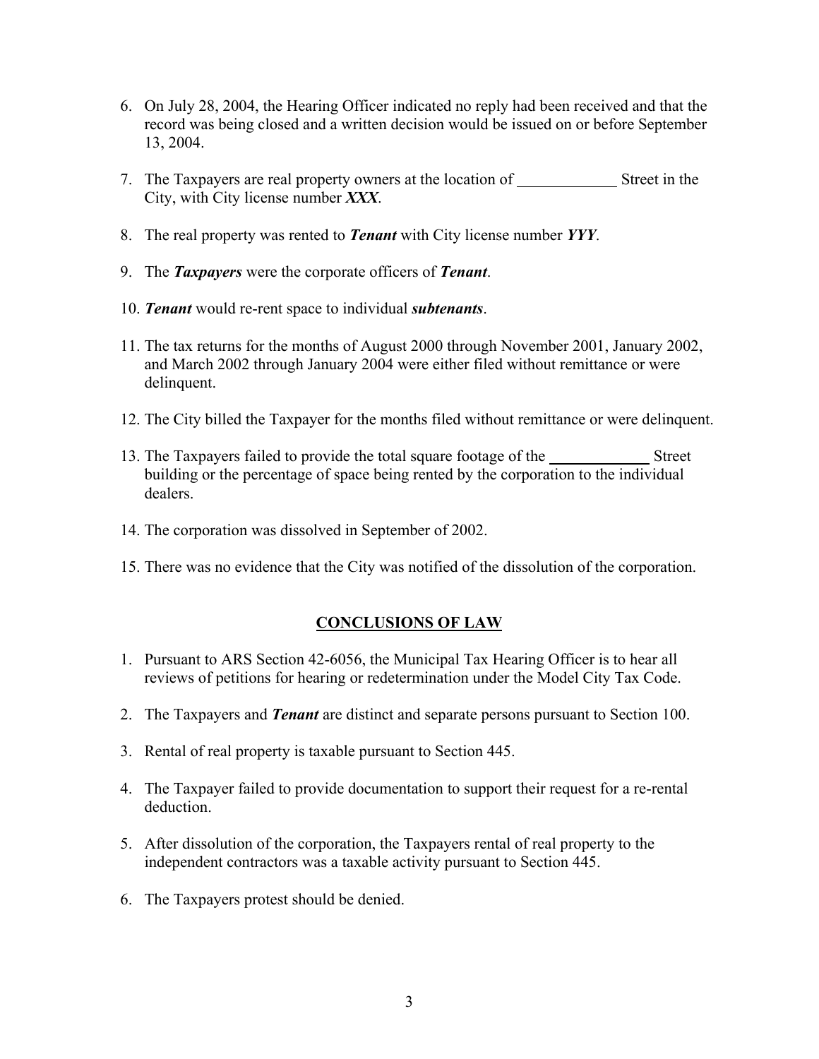6. On July 28, 2004, the Hearing Officer indicated no reply had been received and that the record was being closed and a written decision would be issued on or before September 13, 2004.

7. The Taxpayers are real property owners at the location of ____________ Street in the City, with City license number ***XXX***.

8. The real property was rented to ***Tenant*** with City license number ***YYY***.

9. The ***Taxpayers*** were the corporate officers of ***Tenant***.

10. ***Tenant*** would re-rent space to individual ***subtenants***.

11. The tax returns for the months of August 2000 through November 2001, January 2002, and March 2002 through January 2004 were either filed without remittance or were delinquent.

12. The City billed the Taxpayer for the months filed without remittance or were delinquent.

13. The Taxpayers failed to provide the total square footage of the ____________ Street building or the percentage of space being rented by the corporation to the individual dealers.

14. The corporation was dissolved in September of 2002.

15. There was no evidence that the City was notified of the dissolution of the corporation.

## CONCLUSIONS OF LAW

1. Pursuant to ARS Section 42-6056, the Municipal Tax Hearing Officer is to hear all reviews of petitions for hearing or redetermination under the Model City Tax Code.

2. The Taxpayers and ***Tenant*** are distinct and separate persons pursuant to Section 100.

3. Rental of real property is taxable pursuant to Section 445.

4. The Taxpayer failed to provide documentation to support their request for a re-rental deduction.

5. After dissolution of the corporation, the Taxpayers rental of real property to the independent contractors was a taxable activity pursuant to Section 445.

6. The Taxpayers protest should be denied.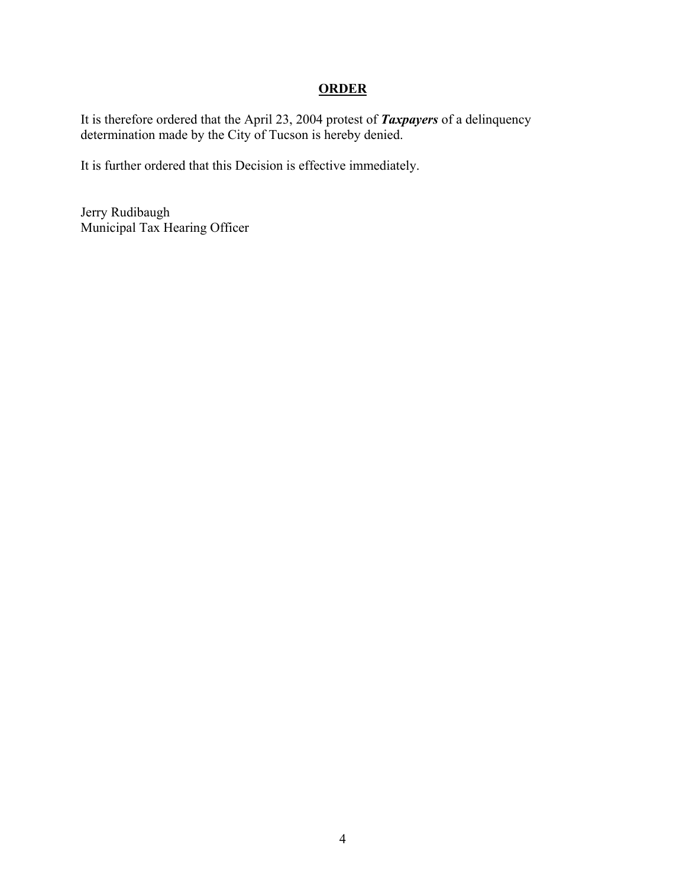## ORDER

It is therefore ordered that the April 23, 2004 protest of ***Taxpayers*** of a delinquency determination made by the City of Tucson is hereby denied.

It is further ordered that this Decision is effective immediately.

Jerry Rudibaugh
Municipal Tax Hearing Officer